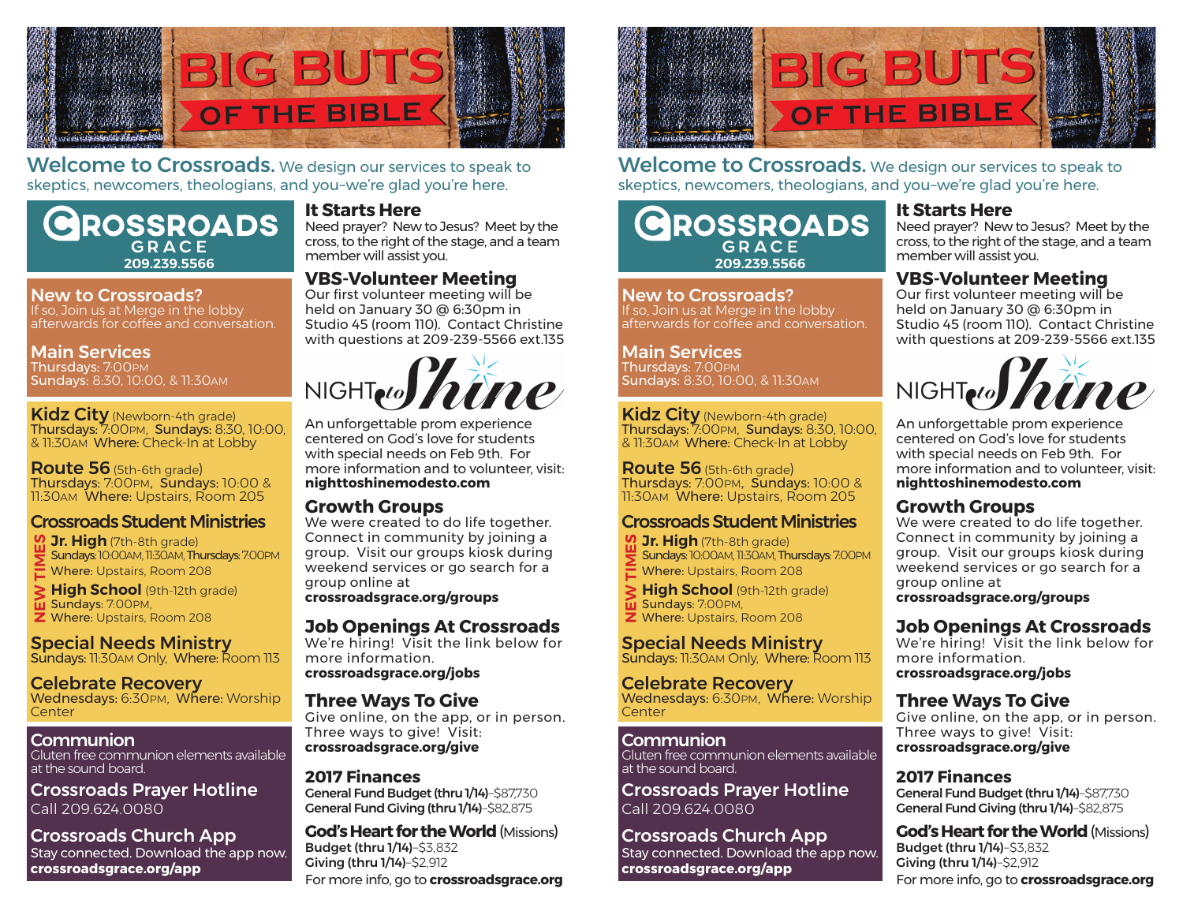# BIG BUTS OF THE BIBLE

**Welcome to Crossroads.** We design our services to speak to skeptics, newcomers, theologians, and you–we're glad you're here.

## CROSSROADS GRACE
**209.239.5566**

### New to Crossroads?
If so, Join us at Merge in the lobby afterwards for coffee and conversation.

### Main Services
**Thursdays:** 7:00PM
**Sundays:** 8:30, 10:00, & 11:30AM

### Kidz City (Newborn-4th grade)
**Thursdays:** 7:00PM, **Sundays:** 8:30, 10:00, & 11:30AM **Where:** Check-In at Lobby

### Route 56 (5th-6th grade)
**Thursdays:** 7:00PM, **Sundays:** 10:00 & 11:30AM **Where:** Upstairs, Room 205

### Crossroads Student Ministries
NEW TIMES

**Jr. High** (7th-8th grade)
**Sundays:** 10:00AM, 11:30AM, **Thursdays:** 7:00PM
**Where:** Upstairs, Room 208

**High School** (9th-12th grade)
**Sundays:** 7:00PM,
**Where:** Upstairs, Room 208

### Special Needs Ministry
**Sundays:** 11:30AM Only, **Where:** Room 113

### Celebrate Recovery
**Wednesdays:** 6:30PM, **Where:** Worship Center

### Communion
Gluten free communion elements available at the sound board.

### Crossroads Prayer Hotline
Call 209.624.0080

### Crossroads Church App
Stay connected. Download the app now.
**crossroadsgrace.org/app**

### It Starts Here
Need prayer? New to Jesus? Meet by the cross, to the right of the stage, and a team member will assist you.

### VBS-Volunteer Meeting
Our first volunteer meeting will be held on January 30 @ 6:30pm in Studio 45 (room 110). Contact Christine with questions at 209-239-5566 ext.135

### NIGHT to Shine
An unforgettable prom experience centered on God's love for students with special needs on Feb 9th. For more information and to volunteer, visit: **nighttoshinemodesto.com**

### Growth Groups
We were created to do life together. Connect in community by joining a group. Visit our groups kiosk during weekend services or go search for a group online at
**crossroadsgrace.org/groups**

### Job Openings At Crossroads
We're hiring! Visit the link below for more information.
**crossroadsgrace.org/jobs**

### Three Ways To Give
Give online, on the app, or in person. Three ways to give! Visit:
**crossroadsgrace.org/give**

### 2017 Finances
**General Fund Budget (thru 1/14)**–$87,730
**General Fund Giving (thru 1/14)**–$82,875

### God's Heart for the World (Missions)
**Budget (thru 1/14)**–$3,832
**Giving (thru 1/14)**–$2,912
For more info, go to **crossroadsgrace.org**

---

# BIG BUTS OF THE BIBLE

**Welcome to Crossroads.** We design our services to speak to skeptics, newcomers, theologians, and you–we're glad you're here.

## CROSSROADS GRACE
**209.239.5566**

### New to Crossroads?
If so, Join us at Merge in the lobby afterwards for coffee and conversation.

### Main Services
**Thursdays:** 7:00PM
**Sundays:** 8:30, 10:00, & 11:30AM

### Kidz City (Newborn-4th grade)
**Thursdays:** 7:00PM, **Sundays:** 8:30, 10:00, & 11:30AM **Where:** Check-In at Lobby

### Route 56 (5th-6th grade)
**Thursdays:** 7:00PM, **Sundays:** 10:00 & 11:30AM **Where:** Upstairs, Room 205

### Crossroads Student Ministries
NEW TIMES

**Jr. High** (7th-8th grade)
**Sundays:** 10:00AM, 11:30AM, **Thursdays:** 7:00PM
**Where:** Upstairs, Room 208

**High School** (9th-12th grade)
**Sundays:** 7:00PM,
**Where:** Upstairs, Room 208

### Special Needs Ministry
**Sundays:** 11:30AM Only, **Where:** Room 113

### Celebrate Recovery
**Wednesdays:** 6:30PM, **Where:** Worship Center

### Communion
Gluten free communion elements available at the sound board.

### Crossroads Prayer Hotline
Call 209.624.0080

### Crossroads Church App
Stay connected. Download the app now.
**crossroadsgrace.org/app**

### It Starts Here
Need prayer? New to Jesus? Meet by the cross, to the right of the stage, and a team member will assist you.

### VBS-Volunteer Meeting
Our first volunteer meeting will be held on January 30 @ 6:30pm in Studio 45 (room 110). Contact Christine with questions at 209-239-5566 ext.135

### NIGHT to Shine
An unforgettable prom experience centered on God's love for students with special needs on Feb 9th. For more information and to volunteer, visit: **nighttoshinemodesto.com**

### Growth Groups
We were created to do life together. Connect in community by joining a group. Visit our groups kiosk during weekend services or go search for a group online at
**crossroadsgrace.org/groups**

### Job Openings At Crossroads
We're hiring! Visit the link below for more information.
**crossroadsgrace.org/jobs**

### Three Ways To Give
Give online, on the app, or in person. Three ways to give! Visit:
**crossroadsgrace.org/give**

### 2017 Finances
**General Fund Budget (thru 1/14)**–$87,730
**General Fund Giving (thru 1/14)**–$82,875

### God's Heart for the World (Missions)
**Budget (thru 1/14)**–$3,832
**Giving (thru 1/14)**–$2,912
For more info, go to **crossroadsgrace.org**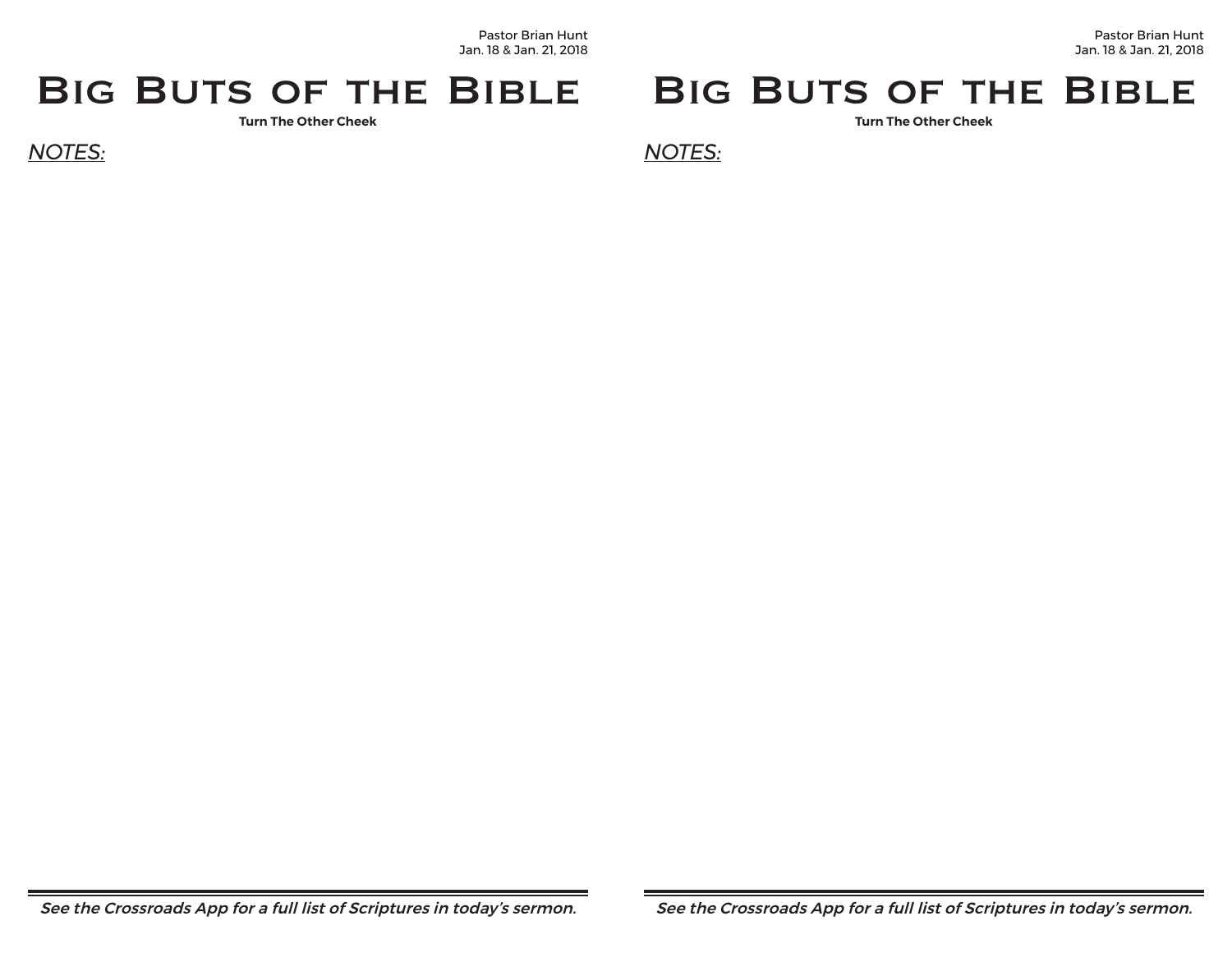Pastor Brian Hunt
Jan. 18 & Jan. 21, 2018

# Big Buts of the Bible

**Turn The Other Cheek**

*NOTES:*

***See the Crossroads App for a full list of Scriptures in today's sermon.***

Pastor Brian Hunt
Jan. 18 & Jan. 21, 2018

# Big Buts of the Bible

**Turn The Other Cheek**

*NOTES:*

***See the Crossroads App for a full list of Scriptures in today's sermon.***